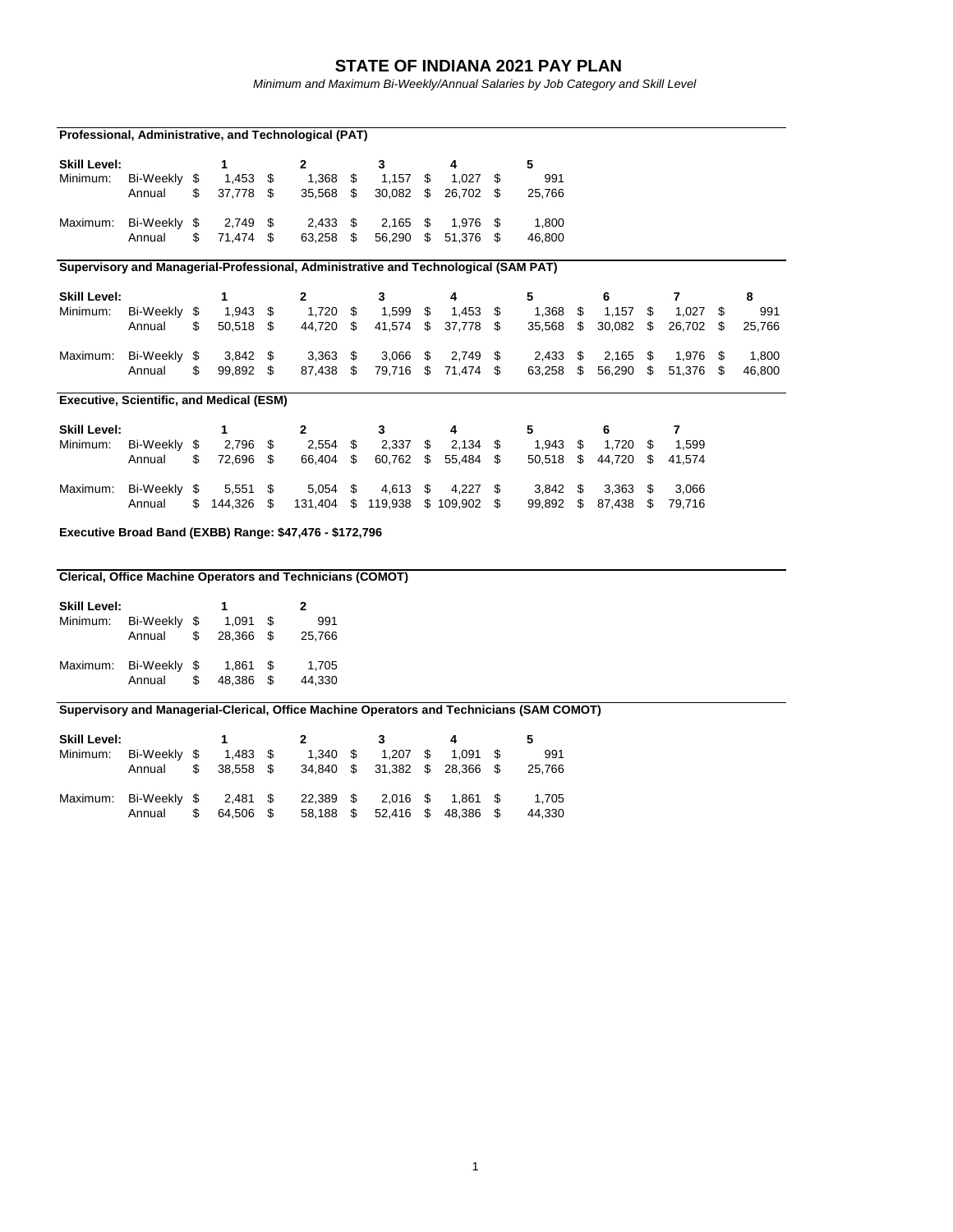# STATE OF INDIANA 2021 PAY PLAN

*Minimum and Maximum Bi-Weekly/Annual Salaries by Job Category and Skill Level*

## Professional, Administrative, and Technological (PAT)

| Skill Level: | | 1 | 2 | 3 | 4 | 5 |
|---|---|---|---|---|---|---|
| Minimum: | Bi-Weekly | $ 1,453 | $ 1,368 | $ 1,157 | $ 1,027 | $ 991 |
| | Annual | $ 37,778 | $ 35,568 | $ 30,082 | $ 26,702 | $ 25,766 |
| Maximum: | Bi-Weekly | $ 2,749 | $ 2,433 | $ 2,165 | $ 1,976 | $ 1,800 |
| | Annual | $ 71,474 | $ 63,258 | $ 56,290 | $ 51,376 | $ 46,800 |

## Supervisory and Managerial-Professional, Administrative and Technological (SAM PAT)

| Skill Level: | | 1 | 2 | 3 | 4 | 5 | 6 | 7 | 8 |
|---|---|---|---|---|---|---|---|---|---|
| Minimum: | Bi-Weekly | $ 1,943 | $ 1,720 | $ 1,599 | $ 1,453 | $ 1,368 | $ 1,157 | $ 1,027 | $ 991 |
| | Annual | $ 50,518 | $ 44,720 | $ 41,574 | $ 37,778 | $ 35,568 | $ 30,082 | $ 26,702 | $ 25,766 |
| Maximum: | Bi-Weekly | $ 3,842 | $ 3,363 | $ 3,066 | $ 2,749 | $ 2,433 | $ 2,165 | $ 1,976 | $ 1,800 |
| | Annual | $ 99,892 | $ 87,438 | $ 79,716 | $ 71,474 | $ 63,258 | $ 56,290 | $ 51,376 | $ 46,800 |

## Executive, Scientific, and Medical (ESM)

| Skill Level: | | 1 | 2 | 3 | 4 | 5 | 6 | 7 |
|---|---|---|---|---|---|---|---|---|
| Minimum: | Bi-Weekly | $ 2,796 | $ 2,554 | $ 2,337 | $ 2,134 | $ 1,943 | $ 1,720 | $ 1,599 |
| | Annual | $ 72,696 | $ 66,404 | $ 60,762 | $ 55,484 | $ 50,518 | $ 44,720 | $ 41,574 |
| Maximum: | Bi-Weekly | $ 5,551 | $ 5,054 | $ 4,613 | $ 4,227 | $ 3,842 | $ 3,363 | $ 3,066 |
| | Annual | $ 144,326 | $ 131,404 | $ 119,938 | $ 109,902 | $ 99,892 | $ 87,438 | $ 79,716 |

**Executive Broad Band (EXBB) Range: $47,476 - $172,796**

## Clerical, Office Machine Operators and Technicians (COMOT)

| Skill Level: | | 1 | 2 |
|---|---|---|---|
| Minimum: | Bi-Weekly | $ 1,091 | $ 991 |
| | Annual | $ 28,366 | $ 25,766 |
| Maximum: | Bi-Weekly | $ 1,861 | $ 1,705 |
| | Annual | $ 48,386 | $ 44,330 |

## Supervisory and Managerial-Clerical, Office Machine Operators and Technicians (SAM COMOT)

| Skill Level: | | 1 | 2 | 3 | 4 | 5 |
|---|---|---|---|---|---|---|
| Minimum: | Bi-Weekly | $ 1,483 | $ 1,340 | $ 1,207 | $ 1,091 | $ 991 |
| | Annual | $ 38,558 | $ 34,840 | $ 31,382 | $ 28,366 | $ 25,766 |
| Maximum: | Bi-Weekly | $ 2,481 | $ 22,389 | $ 2,016 | $ 1,861 | $ 1,705 |
| | Annual | $ 64,506 | $ 58,188 | $ 52,416 | $ 48,386 | $ 44,330 |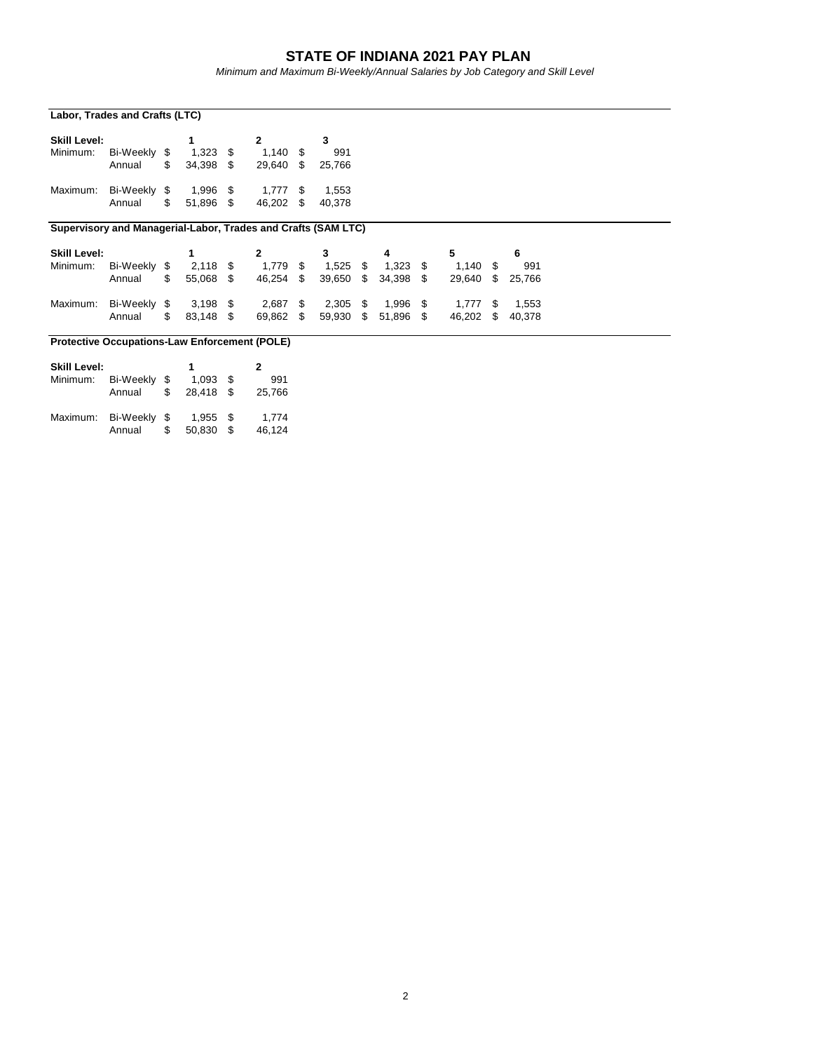# STATE OF INDIANA 2021 PAY PLAN

*Minimum and Maximum Bi-Weekly/Annual Salaries by Job Category and Skill Level*

## Labor, Trades and Crafts (LTC)

| Skill Level: | | 1 | 2 | 3 |
|---|---|---|---|---|
| Minimum: | Bi-Weekly | $ 1,323 | $ 1,140 | $ 991 |
| | Annual | $ 34,398 | $ 29,640 | $ 25,766 |
| Maximum: | Bi-Weekly | $ 1,996 | $ 1,777 | $ 1,553 |
| | Annual | $ 51,896 | $ 46,202 | $ 40,378 |

## Supervisory and Managerial-Labor, Trades and Crafts (SAM LTC)

| Skill Level: | | 1 | 2 | 3 | 4 | 5 | 6 |
|---|---|---|---|---|---|---|---|
| Minimum: | Bi-Weekly | $ 2,118 | $ 1,779 | $ 1,525 | $ 1,323 | $ 1,140 | $ 991 |
| | Annual | $ 55,068 | $ 46,254 | $ 39,650 | $ 34,398 | $ 29,640 | $ 25,766 |
| Maximum: | Bi-Weekly | $ 3,198 | $ 2,687 | $ 2,305 | $ 1,996 | $ 1,777 | $ 1,553 |
| | Annual | $ 83,148 | $ 69,862 | $ 59,930 | $ 51,896 | $ 46,202 | $ 40,378 |

## Protective Occupations-Law Enforcement (POLE)

| Skill Level: | | 1 | 2 |
|---|---|---|---|
| Minimum: | Bi-Weekly | $ 1,093 | $ 991 |
| | Annual | $ 28,418 | $ 25,766 |
| Maximum: | Bi-Weekly | $ 1,955 | $ 1,774 |
| | Annual | $ 50,830 | $ 46,124 |